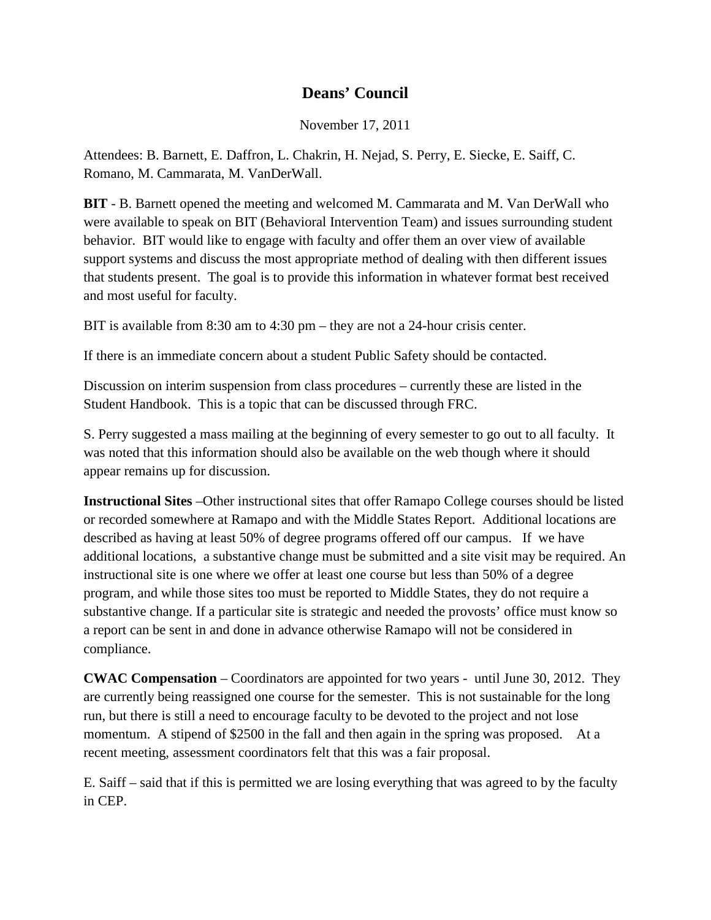# Deans' Council

November 17, 2011

Attendees: B. Barnett, E. Daffron, L. Chakrin, H. Nejad, S. Perry, E. Siecke, E. Saiff, C. Romano, M. Cammarata, M. VanDerWall.

**BIT** - B. Barnett opened the meeting and welcomed M. Cammarata and M. Van DerWall who were available to speak on BIT (Behavioral Intervention Team) and issues surrounding student behavior. BIT would like to engage with faculty and offer them an over view of available support systems and discuss the most appropriate method of dealing with then different issues that students present. The goal is to provide this information in whatever format best received and most useful for faculty.

BIT is available from 8:30 am to 4:30 pm – they are not a 24-hour crisis center.

If there is an immediate concern about a student Public Safety should be contacted.

Discussion on interim suspension from class procedures – currently these are listed in the Student Handbook. This is a topic that can be discussed through FRC.

S. Perry suggested a mass mailing at the beginning of every semester to go out to all faculty. It was noted that this information should also be available on the web though where it should appear remains up for discussion.

**Instructional Sites** –Other instructional sites that offer Ramapo College courses should be listed or recorded somewhere at Ramapo and with the Middle States Report. Additional locations are described as having at least 50% of degree programs offered off our campus. If we have additional locations, a substantive change must be submitted and a site visit may be required. An instructional site is one where we offer at least one course but less than 50% of a degree program, and while those sites too must be reported to Middle States, they do not require a substantive change. If a particular site is strategic and needed the provosts' office must know so a report can be sent in and done in advance otherwise Ramapo will not be considered in compliance.

**CWAC Compensation** – Coordinators are appointed for two years - until June 30, 2012. They are currently being reassigned one course for the semester. This is not sustainable for the long run, but there is still a need to encourage faculty to be devoted to the project and not lose momentum. A stipend of $2500 in the fall and then again in the spring was proposed. At a recent meeting, assessment coordinators felt that this was a fair proposal.

E. Saiff – said that if this is permitted we are losing everything that was agreed to by the faculty in CEP.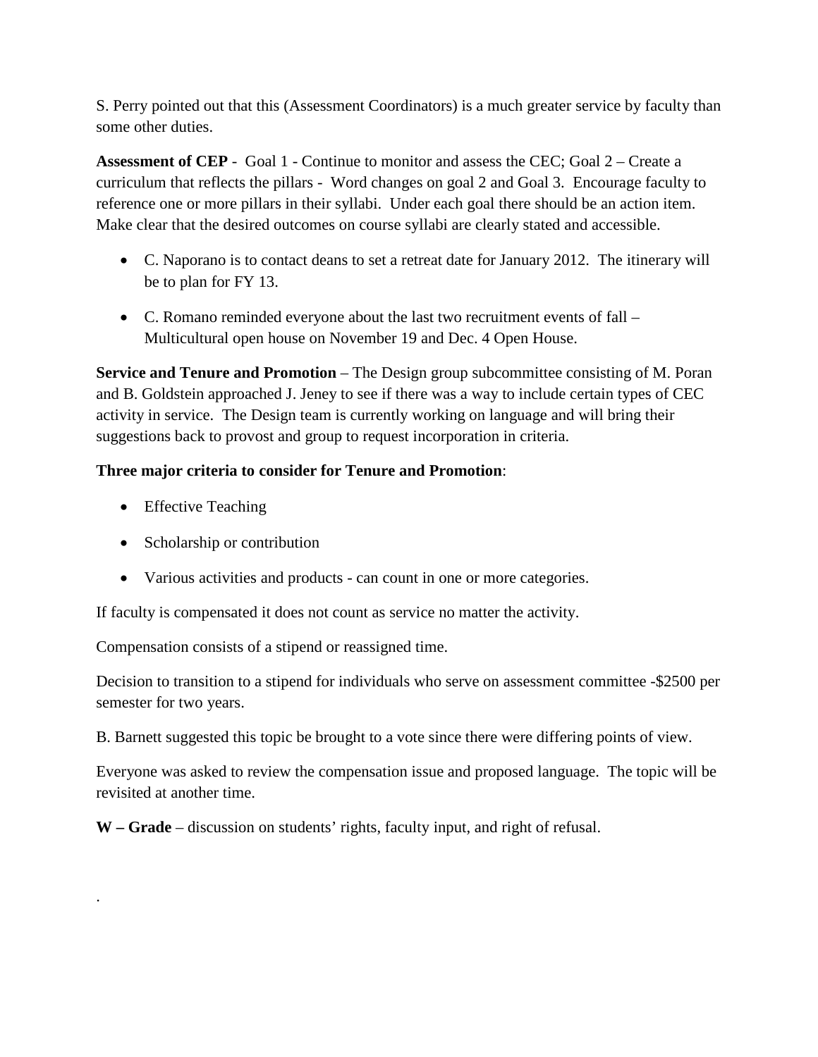S. Perry pointed out that this (Assessment Coordinators) is a much greater service by faculty than some other duties.

**Assessment of CEP** - Goal 1 - Continue to monitor and assess the CEC; Goal 2 – Create a curriculum that reflects the pillars - Word changes on goal 2 and Goal 3. Encourage faculty to reference one or more pillars in their syllabi. Under each goal there should be an action item. Make clear that the desired outcomes on course syllabi are clearly stated and accessible.

- C. Naporano is to contact deans to set a retreat date for January 2012. The itinerary will be to plan for FY 13.
- C. Romano reminded everyone about the last two recruitment events of fall – Multicultural open house on November 19 and Dec. 4 Open House.

**Service and Tenure and Promotion** – The Design group subcommittee consisting of M. Poran and B. Goldstein approached J. Jeney to see if there was a way to include certain types of CEC activity in service. The Design team is currently working on language and will bring their suggestions back to provost and group to request incorporation in criteria.

**Three major criteria to consider for Tenure and Promotion**:

- Effective Teaching
- Scholarship or contribution
- Various activities and products - can count in one or more categories.

If faculty is compensated it does not count as service no matter the activity.

Compensation consists of a stipend or reassigned time.

Decision to transition to a stipend for individuals who serve on assessment committee -$2500 per semester for two years.

B. Barnett suggested this topic be brought to a vote since there were differing points of view.

Everyone was asked to review the compensation issue and proposed language. The topic will be revisited at another time.

**W – Grade** – discussion on students' rights, faculty input, and right of refusal.

.